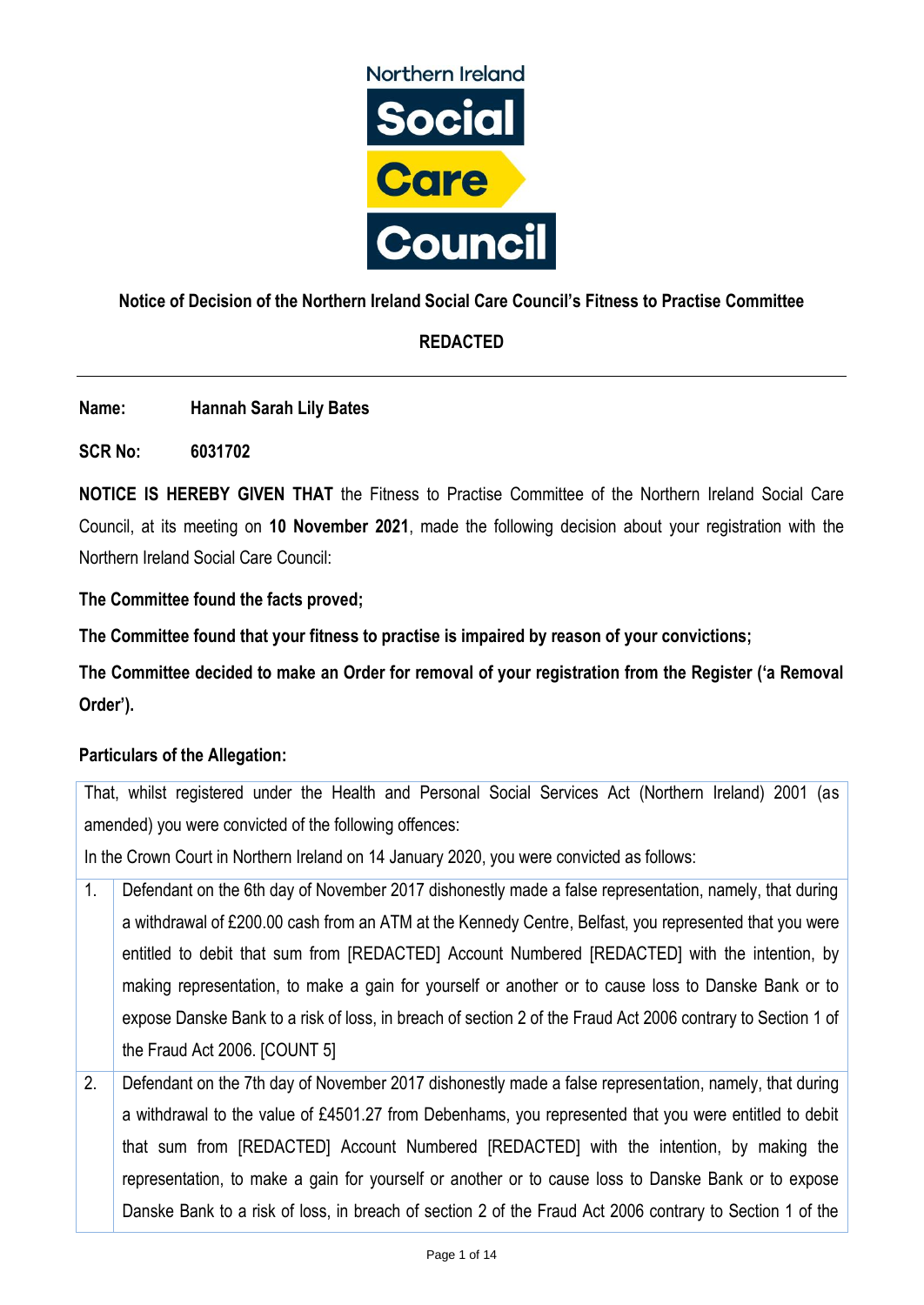Northern Ireland Social Care Council

**Notice of Decision of the Northern Ireland Social Care Council's Fitness to Practise Committee**

**REDACTED**

---

**Name:** **Hannah Sarah Lily Bates**

**SCR No:** **6031702**

**NOTICE IS HEREBY GIVEN THAT** the Fitness to Practise Committee of the Northern Ireland Social Care Council, at its meeting on **10 November 2021**, made the following decision about your registration with the Northern Ireland Social Care Council:

**The Committee found the facts proved;**

**The Committee found that your fitness to practise is impaired by reason of your convictions;**

**The Committee decided to make an Order for removal of your registration from the Register ('a Removal Order').**

**Particulars of the Allegation:**

| | |
|---|---|
| That, whilst registered under the Health and Personal Social Services Act (Northern Ireland) 2001 (as amended) you were convicted of the following offences:<br>In the Crown Court in Northern Ireland on 14 January 2020, you were convicted as follows: | |
| 1. | Defendant on the 6th day of November 2017 dishonestly made a false representation, namely, that during a withdrawal of £200.00 cash from an ATM at the Kennedy Centre, Belfast, you represented that you were entitled to debit that sum from [REDACTED] Account Numbered [REDACTED] with the intention, by making representation, to make a gain for yourself or another or to cause loss to Danske Bank or to expose Danske Bank to a risk of loss, in breach of section 2 of the Fraud Act 2006 contrary to Section 1 of the Fraud Act 2006. [COUNT 5] |
| 2. | Defendant on the 7th day of November 2017 dishonestly made a false representation, namely, that during a withdrawal to the value of £4501.27 from Debenhams, you represented that you were entitled to debit that sum from [REDACTED] Account Numbered [REDACTED] with the intention, by making the representation, to make a gain for yourself or another or to cause loss to Danske Bank or to expose Danske Bank to a risk of loss, in breach of section 2 of the Fraud Act 2006 contrary to Section 1 of the |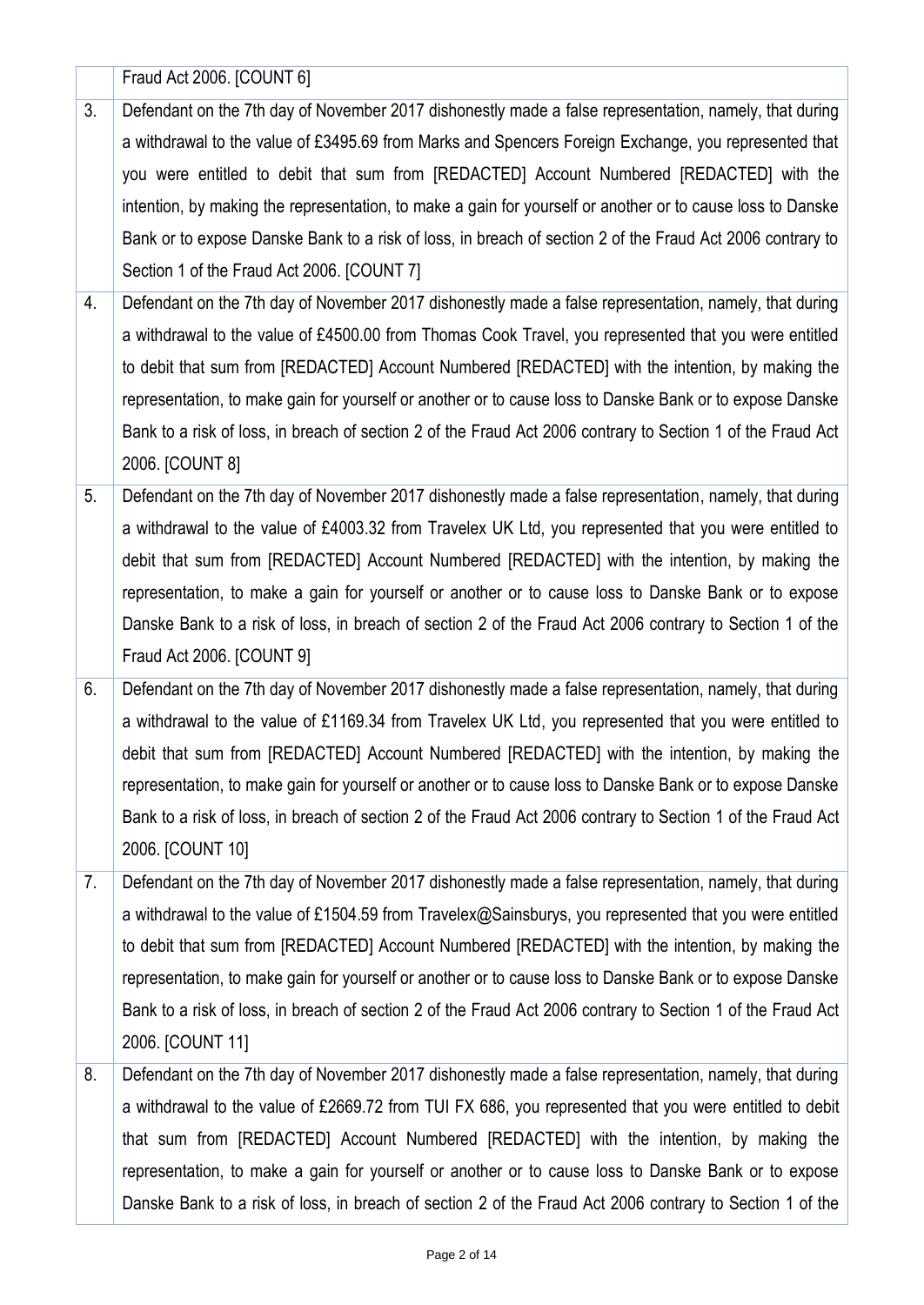| | |
|---|---|
| | Fraud Act 2006. [COUNT 6] |
| 3. | Defendant on the 7th day of November 2017 dishonestly made a false representation, namely, that during a withdrawal to the value of £3495.69 from Marks and Spencers Foreign Exchange, you represented that you were entitled to debit that sum from [REDACTED] Account Numbered [REDACTED] with the intention, by making the representation, to make a gain for yourself or another or to cause loss to Danske Bank or to expose Danske Bank to a risk of loss, in breach of section 2 of the Fraud Act 2006 contrary to Section 1 of the Fraud Act 2006. [COUNT 7] |
| 4. | Defendant on the 7th day of November 2017 dishonestly made a false representation, namely, that during a withdrawal to the value of £4500.00 from Thomas Cook Travel, you represented that you were entitled to debit that sum from [REDACTED] Account Numbered [REDACTED] with the intention, by making the representation, to make gain for yourself or another or to cause loss to Danske Bank or to expose Danske Bank to a risk of loss, in breach of section 2 of the Fraud Act 2006 contrary to Section 1 of the Fraud Act 2006. [COUNT 8] |
| 5. | Defendant on the 7th day of November 2017 dishonestly made a false representation, namely, that during a withdrawal to the value of £4003.32 from Travelex UK Ltd, you represented that you were entitled to debit that sum from [REDACTED] Account Numbered [REDACTED] with the intention, by making the representation, to make a gain for yourself or another or to cause loss to Danske Bank or to expose Danske Bank to a risk of loss, in breach of section 2 of the Fraud Act 2006 contrary to Section 1 of the Fraud Act 2006. [COUNT 9] |
| 6. | Defendant on the 7th day of November 2017 dishonestly made a false representation, namely, that during a withdrawal to the value of £1169.34 from Travelex UK Ltd, you represented that you were entitled to debit that sum from [REDACTED] Account Numbered [REDACTED] with the intention, by making the representation, to make gain for yourself or another or to cause loss to Danske Bank or to expose Danske Bank to a risk of loss, in breach of section 2 of the Fraud Act 2006 contrary to Section 1 of the Fraud Act 2006. [COUNT 10] |
| 7. | Defendant on the 7th day of November 2017 dishonestly made a false representation, namely, that during a withdrawal to the value of £1504.59 from Travelex@Sainsburys, you represented that you were entitled to debit that sum from [REDACTED] Account Numbered [REDACTED] with the intention, by making the representation, to make gain for yourself or another or to cause loss to Danske Bank or to expose Danske Bank to a risk of loss, in breach of section 2 of the Fraud Act 2006 contrary to Section 1 of the Fraud Act 2006. [COUNT 11] |
| 8. | Defendant on the 7th day of November 2017 dishonestly made a false representation, namely, that during a withdrawal to the value of £2669.72 from TUI FX 686, you represented that you were entitled to debit that sum from [REDACTED] Account Numbered [REDACTED] with the intention, by making the representation, to make a gain for yourself or another or to cause loss to Danske Bank or to expose Danske Bank to a risk of loss, in breach of section 2 of the Fraud Act 2006 contrary to Section 1 of the |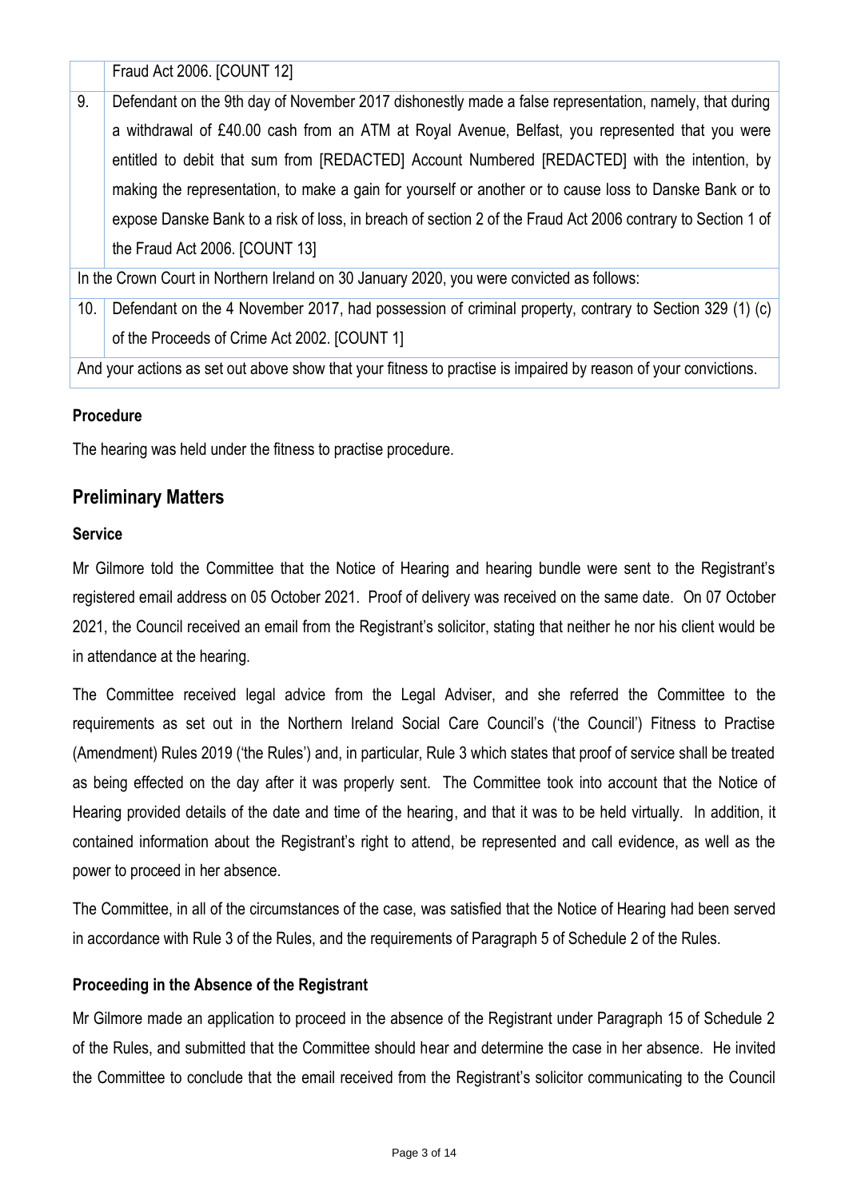| | |
|---|---|
| | Fraud Act 2006. [COUNT 12] |
| 9. | Defendant on the 9th day of November 2017 dishonestly made a false representation, namely, that during a withdrawal of £40.00 cash from an ATM at Royal Avenue, Belfast, you represented that you were entitled to debit that sum from [REDACTED] Account Numbered [REDACTED] with the intention, by making the representation, to make a gain for yourself or another or to cause loss to Danske Bank or to expose Danske Bank to a risk of loss, in breach of section 2 of the Fraud Act 2006 contrary to Section 1 of the Fraud Act 2006. [COUNT 13] |
| In the Crown Court in Northern Ireland on 30 January 2020, you were convicted as follows: | |
| 10. | Defendant on the 4 November 2017, had possession of criminal property, contrary to Section 329 (1) (c) of the Proceeds of Crime Act 2002. [COUNT 1] |
| And your actions as set out above show that your fitness to practise is impaired by reason of your convictions. | |

**Procedure**

The hearing was held under the fitness to practise procedure.

## Preliminary Matters

**Service**

Mr Gilmore told the Committee that the Notice of Hearing and hearing bundle were sent to the Registrant's registered email address on 05 October 2021. Proof of delivery was received on the same date. On 07 October 2021, the Council received an email from the Registrant's solicitor, stating that neither he nor his client would be in attendance at the hearing.

The Committee received legal advice from the Legal Adviser, and she referred the Committee to the requirements as set out in the Northern Ireland Social Care Council's ('the Council') Fitness to Practise (Amendment) Rules 2019 ('the Rules') and, in particular, Rule 3 which states that proof of service shall be treated as being effected on the day after it was properly sent. The Committee took into account that the Notice of Hearing provided details of the date and time of the hearing, and that it was to be held virtually. In addition, it contained information about the Registrant's right to attend, be represented and call evidence, as well as the power to proceed in her absence.

The Committee, in all of the circumstances of the case, was satisfied that the Notice of Hearing had been served in accordance with Rule 3 of the Rules, and the requirements of Paragraph 5 of Schedule 2 of the Rules.

**Proceeding in the Absence of the Registrant**

Mr Gilmore made an application to proceed in the absence of the Registrant under Paragraph 15 of Schedule 2 of the Rules, and submitted that the Committee should hear and determine the case in her absence. He invited the Committee to conclude that the email received from the Registrant's solicitor communicating to the Council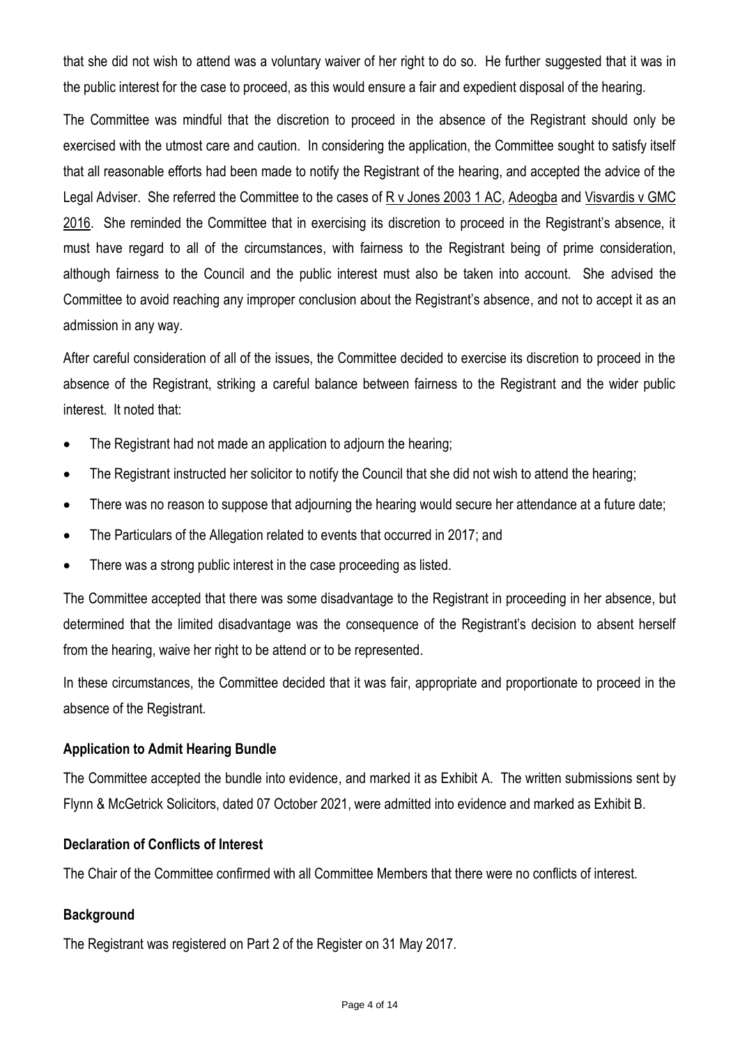that she did not wish to attend was a voluntary waiver of her right to do so. He further suggested that it was in the public interest for the case to proceed, as this would ensure a fair and expedient disposal of the hearing.

The Committee was mindful that the discretion to proceed in the absence of the Registrant should only be exercised with the utmost care and caution. In considering the application, the Committee sought to satisfy itself that all reasonable efforts had been made to notify the Registrant of the hearing, and accepted the advice of the Legal Adviser. She referred the Committee to the cases of R v Jones 2003 1 AC, Adeogba and Visvardis v GMC 2016. She reminded the Committee that in exercising its discretion to proceed in the Registrant's absence, it must have regard to all of the circumstances, with fairness to the Registrant being of prime consideration, although fairness to the Council and the public interest must also be taken into account. She advised the Committee to avoid reaching any improper conclusion about the Registrant's absence, and not to accept it as an admission in any way.

After careful consideration of all of the issues, the Committee decided to exercise its discretion to proceed in the absence of the Registrant, striking a careful balance between fairness to the Registrant and the wider public interest. It noted that:

- The Registrant had not made an application to adjourn the hearing;
- The Registrant instructed her solicitor to notify the Council that she did not wish to attend the hearing;
- There was no reason to suppose that adjourning the hearing would secure her attendance at a future date;
- The Particulars of the Allegation related to events that occurred in 2017; and
- There was a strong public interest in the case proceeding as listed.

The Committee accepted that there was some disadvantage to the Registrant in proceeding in her absence, but determined that the limited disadvantage was the consequence of the Registrant's decision to absent herself from the hearing, waive her right to be attend or to be represented.

In these circumstances, the Committee decided that it was fair, appropriate and proportionate to proceed in the absence of the Registrant.

**Application to Admit Hearing Bundle**

The Committee accepted the bundle into evidence, and marked it as Exhibit A. The written submissions sent by Flynn & McGetrick Solicitors, dated 07 October 2021, were admitted into evidence and marked as Exhibit B.

**Declaration of Conflicts of Interest**

The Chair of the Committee confirmed with all Committee Members that there were no conflicts of interest.

**Background**

The Registrant was registered on Part 2 of the Register on 31 May 2017.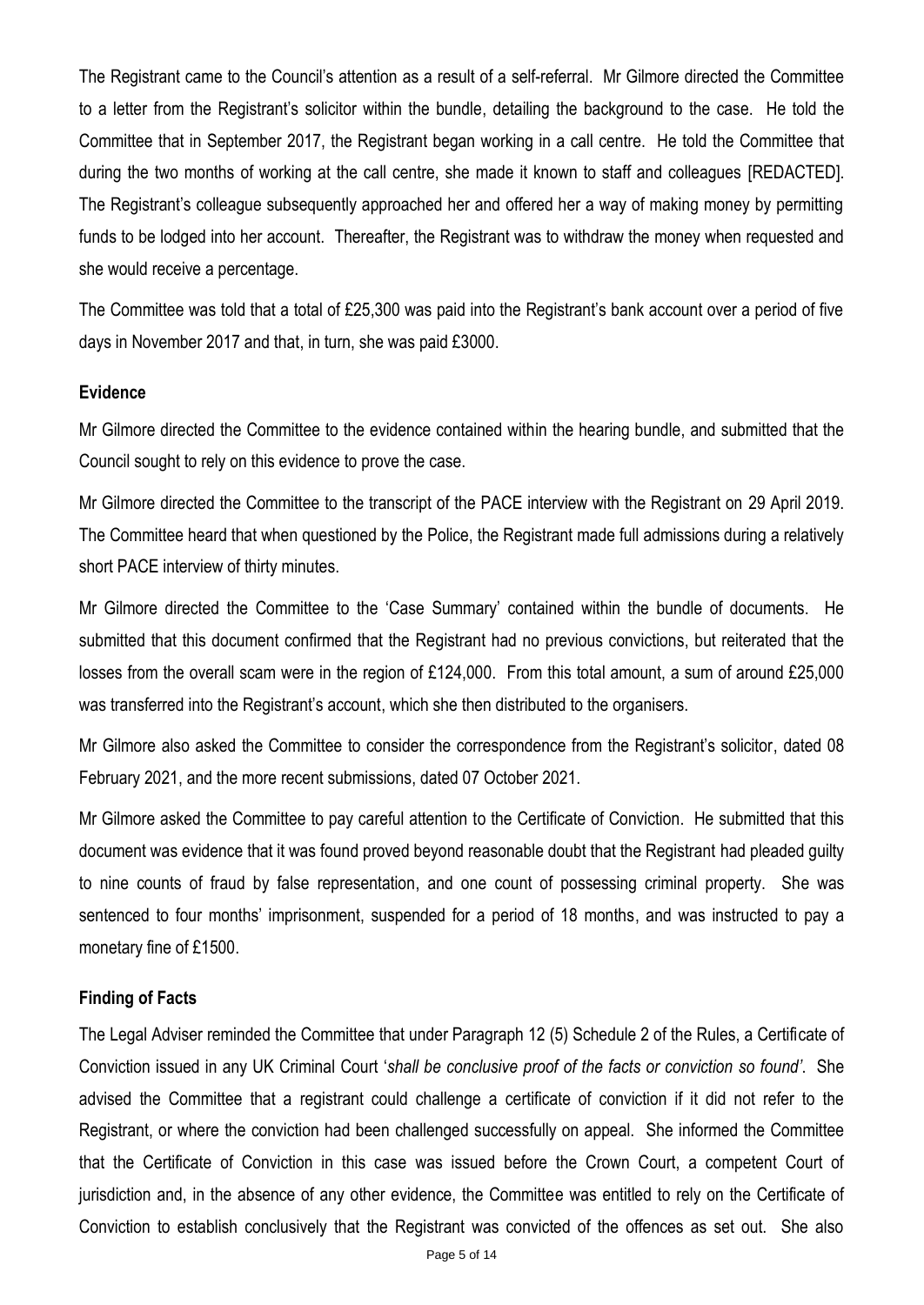The Registrant came to the Council's attention as a result of a self-referral. Mr Gilmore directed the Committee to a letter from the Registrant's solicitor within the bundle, detailing the background to the case. He told the Committee that in September 2017, the Registrant began working in a call centre. He told the Committee that during the two months of working at the call centre, she made it known to staff and colleagues [REDACTED]. The Registrant's colleague subsequently approached her and offered her a way of making money by permitting funds to be lodged into her account. Thereafter, the Registrant was to withdraw the money when requested and she would receive a percentage.

The Committee was told that a total of £25,300 was paid into the Registrant's bank account over a period of five days in November 2017 and that, in turn, she was paid £3000.

## Evidence

Mr Gilmore directed the Committee to the evidence contained within the hearing bundle, and submitted that the Council sought to rely on this evidence to prove the case.

Mr Gilmore directed the Committee to the transcript of the PACE interview with the Registrant on 29 April 2019. The Committee heard that when questioned by the Police, the Registrant made full admissions during a relatively short PACE interview of thirty minutes.

Mr Gilmore directed the Committee to the 'Case Summary' contained within the bundle of documents. He submitted that this document confirmed that the Registrant had no previous convictions, but reiterated that the losses from the overall scam were in the region of £124,000. From this total amount, a sum of around £25,000 was transferred into the Registrant's account, which she then distributed to the organisers.

Mr Gilmore also asked the Committee to consider the correspondence from the Registrant's solicitor, dated 08 February 2021, and the more recent submissions, dated 07 October 2021.

Mr Gilmore asked the Committee to pay careful attention to the Certificate of Conviction. He submitted that this document was evidence that it was found proved beyond reasonable doubt that the Registrant had pleaded guilty to nine counts of fraud by false representation, and one count of possessing criminal property. She was sentenced to four months' imprisonment, suspended for a period of 18 months, and was instructed to pay a monetary fine of £1500.

## Finding of Facts

The Legal Adviser reminded the Committee that under Paragraph 12 (5) Schedule 2 of the Rules, a Certificate of Conviction issued in any UK Criminal Court '*shall be conclusive proof of the facts or conviction so found'*. She advised the Committee that a registrant could challenge a certificate of conviction if it did not refer to the Registrant, or where the conviction had been challenged successfully on appeal. She informed the Committee that the Certificate of Conviction in this case was issued before the Crown Court, a competent Court of jurisdiction and, in the absence of any other evidence, the Committee was entitled to rely on the Certificate of Conviction to establish conclusively that the Registrant was convicted of the offences as set out. She also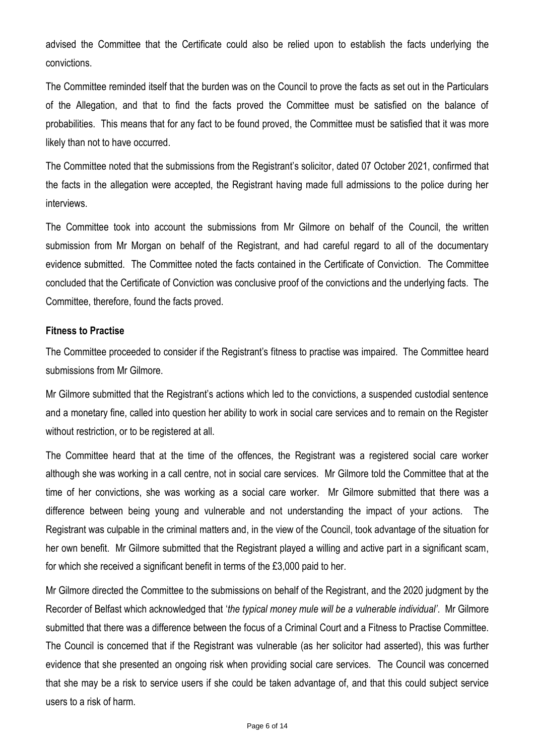advised the Committee that the Certificate could also be relied upon to establish the facts underlying the convictions.

The Committee reminded itself that the burden was on the Council to prove the facts as set out in the Particulars of the Allegation, and that to find the facts proved the Committee must be satisfied on the balance of probabilities. This means that for any fact to be found proved, the Committee must be satisfied that it was more likely than not to have occurred.

The Committee noted that the submissions from the Registrant's solicitor, dated 07 October 2021, confirmed that the facts in the allegation were accepted, the Registrant having made full admissions to the police during her interviews.

The Committee took into account the submissions from Mr Gilmore on behalf of the Council, the written submission from Mr Morgan on behalf of the Registrant, and had careful regard to all of the documentary evidence submitted. The Committee noted the facts contained in the Certificate of Conviction. The Committee concluded that the Certificate of Conviction was conclusive proof of the convictions and the underlying facts. The Committee, therefore, found the facts proved.

**Fitness to Practise**

The Committee proceeded to consider if the Registrant's fitness to practise was impaired. The Committee heard submissions from Mr Gilmore.

Mr Gilmore submitted that the Registrant's actions which led to the convictions, a suspended custodial sentence and a monetary fine, called into question her ability to work in social care services and to remain on the Register without restriction, or to be registered at all.

The Committee heard that at the time of the offences, the Registrant was a registered social care worker although she was working in a call centre, not in social care services. Mr Gilmore told the Committee that at the time of her convictions, she was working as a social care worker. Mr Gilmore submitted that there was a difference between being young and vulnerable and not understanding the impact of your actions. The Registrant was culpable in the criminal matters and, in the view of the Council, took advantage of the situation for her own benefit. Mr Gilmore submitted that the Registrant played a willing and active part in a significant scam, for which she received a significant benefit in terms of the £3,000 paid to her.

Mr Gilmore directed the Committee to the submissions on behalf of the Registrant, and the 2020 judgment by the Recorder of Belfast which acknowledged that '*the typical money mule will be a vulnerable individual*'. Mr Gilmore submitted that there was a difference between the focus of a Criminal Court and a Fitness to Practise Committee. The Council is concerned that if the Registrant was vulnerable (as her solicitor had asserted), this was further evidence that she presented an ongoing risk when providing social care services. The Council was concerned that she may be a risk to service users if she could be taken advantage of, and that this could subject service users to a risk of harm.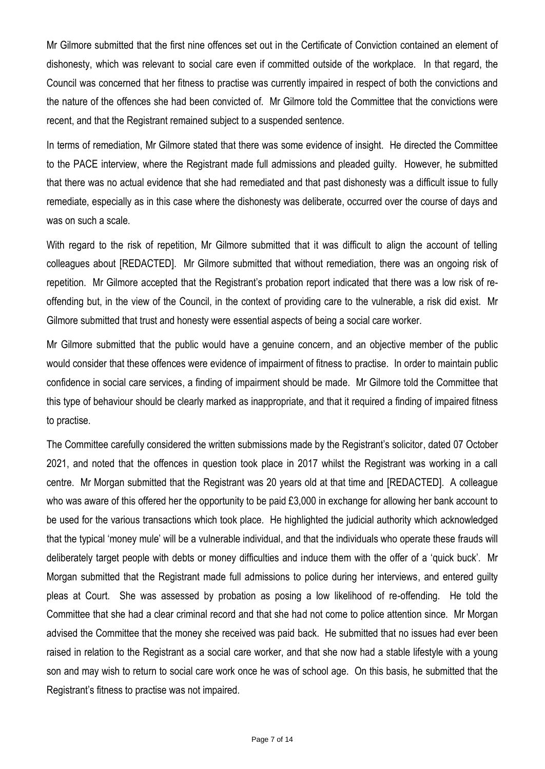Mr Gilmore submitted that the first nine offences set out in the Certificate of Conviction contained an element of dishonesty, which was relevant to social care even if committed outside of the workplace. In that regard, the Council was concerned that her fitness to practise was currently impaired in respect of both the convictions and the nature of the offences she had been convicted of. Mr Gilmore told the Committee that the convictions were recent, and that the Registrant remained subject to a suspended sentence.

In terms of remediation, Mr Gilmore stated that there was some evidence of insight. He directed the Committee to the PACE interview, where the Registrant made full admissions and pleaded guilty. However, he submitted that there was no actual evidence that she had remediated and that past dishonesty was a difficult issue to fully remediate, especially as in this case where the dishonesty was deliberate, occurred over the course of days and was on such a scale.

With regard to the risk of repetition, Mr Gilmore submitted that it was difficult to align the account of telling colleagues about [REDACTED]. Mr Gilmore submitted that without remediation, there was an ongoing risk of repetition. Mr Gilmore accepted that the Registrant's probation report indicated that there was a low risk of re-offending but, in the view of the Council, in the context of providing care to the vulnerable, a risk did exist. Mr Gilmore submitted that trust and honesty were essential aspects of being a social care worker.

Mr Gilmore submitted that the public would have a genuine concern, and an objective member of the public would consider that these offences were evidence of impairment of fitness to practise. In order to maintain public confidence in social care services, a finding of impairment should be made. Mr Gilmore told the Committee that this type of behaviour should be clearly marked as inappropriate, and that it required a finding of impaired fitness to practise.

The Committee carefully considered the written submissions made by the Registrant's solicitor, dated 07 October 2021, and noted that the offences in question took place in 2017 whilst the Registrant was working in a call centre. Mr Morgan submitted that the Registrant was 20 years old at that time and [REDACTED]. A colleague who was aware of this offered her the opportunity to be paid £3,000 in exchange for allowing her bank account to be used for the various transactions which took place. He highlighted the judicial authority which acknowledged that the typical 'money mule' will be a vulnerable individual, and that the individuals who operate these frauds will deliberately target people with debts or money difficulties and induce them with the offer of a 'quick buck'. Mr Morgan submitted that the Registrant made full admissions to police during her interviews, and entered guilty pleas at Court. She was assessed by probation as posing a low likelihood of re-offending. He told the Committee that she had a clear criminal record and that she had not come to police attention since. Mr Morgan advised the Committee that the money she received was paid back. He submitted that no issues had ever been raised in relation to the Registrant as a social care worker, and that she now had a stable lifestyle with a young son and may wish to return to social care work once he was of school age. On this basis, he submitted that the Registrant's fitness to practise was not impaired.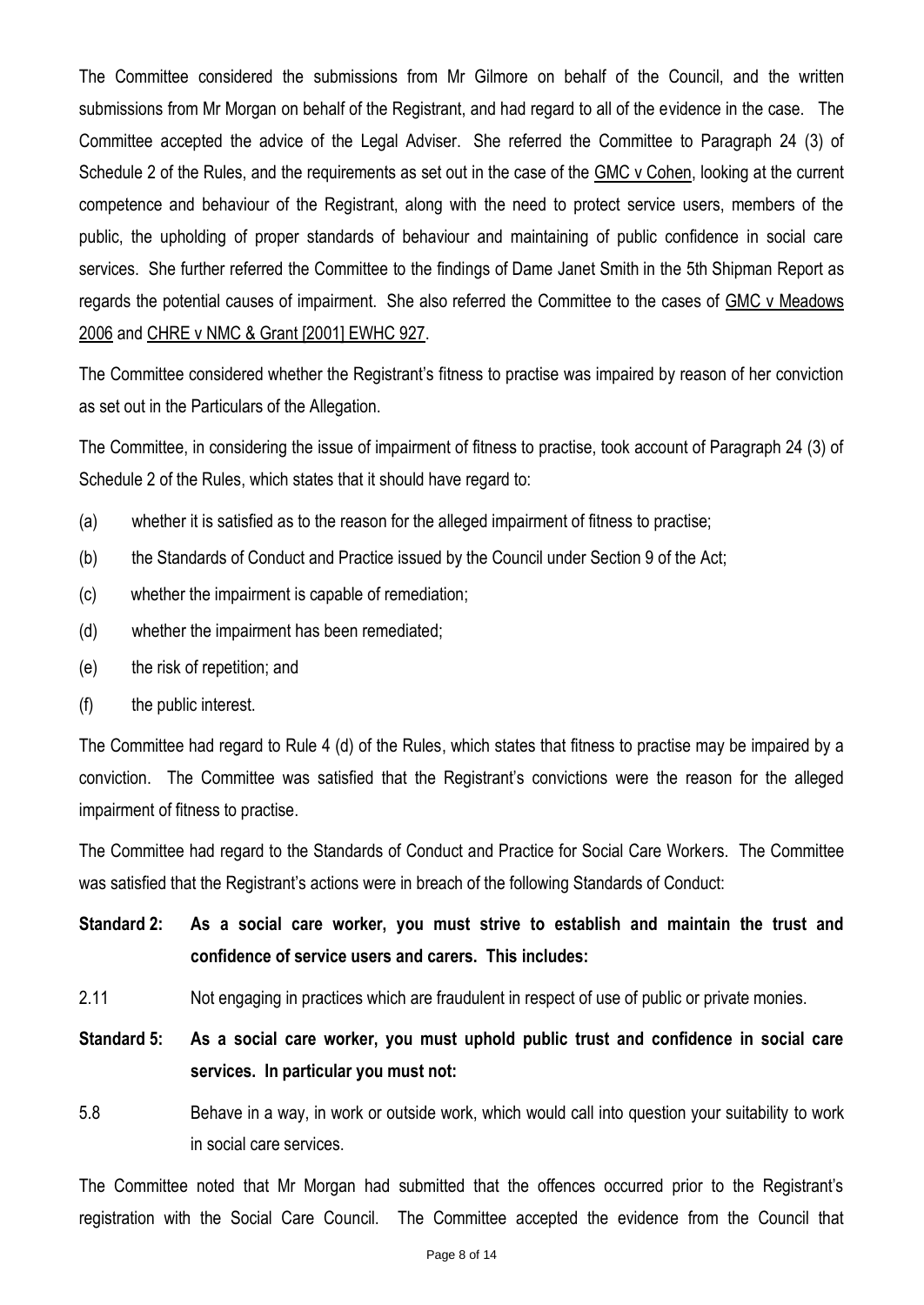The Committee considered the submissions from Mr Gilmore on behalf of the Council, and the written submissions from Mr Morgan on behalf of the Registrant, and had regard to all of the evidence in the case. The Committee accepted the advice of the Legal Adviser. She referred the Committee to Paragraph 24 (3) of Schedule 2 of the Rules, and the requirements as set out in the case of the GMC v Cohen, looking at the current competence and behaviour of the Registrant, along with the need to protect service users, members of the public, the upholding of proper standards of behaviour and maintaining of public confidence in social care services. She further referred the Committee to the findings of Dame Janet Smith in the 5th Shipman Report as regards the potential causes of impairment. She also referred the Committee to the cases of GMC v Meadows 2006 and CHRE v NMC & Grant [2001] EWHC 927.

The Committee considered whether the Registrant's fitness to practise was impaired by reason of her conviction as set out in the Particulars of the Allegation.

The Committee, in considering the issue of impairment of fitness to practise, took account of Paragraph 24 (3) of Schedule 2 of the Rules, which states that it should have regard to:

(a) whether it is satisfied as to the reason for the alleged impairment of fitness to practise;

(b) the Standards of Conduct and Practice issued by the Council under Section 9 of the Act;

(c) whether the impairment is capable of remediation;

(d) whether the impairment has been remediated;

(e) the risk of repetition; and

(f) the public interest.

The Committee had regard to Rule 4 (d) of the Rules, which states that fitness to practise may be impaired by a conviction. The Committee was satisfied that the Registrant's convictions were the reason for the alleged impairment of fitness to practise.

The Committee had regard to the Standards of Conduct and Practice for Social Care Workers. The Committee was satisfied that the Registrant's actions were in breach of the following Standards of Conduct:

**Standard 2: As a social care worker, you must strive to establish and maintain the trust and confidence of service users and carers. This includes:**

2.11 Not engaging in practices which are fraudulent in respect of use of public or private monies.

**Standard 5: As a social care worker, you must uphold public trust and confidence in social care services. In particular you must not:**

5.8 Behave in a way, in work or outside work, which would call into question your suitability to work in social care services.

The Committee noted that Mr Morgan had submitted that the offences occurred prior to the Registrant's registration with the Social Care Council. The Committee accepted the evidence from the Council that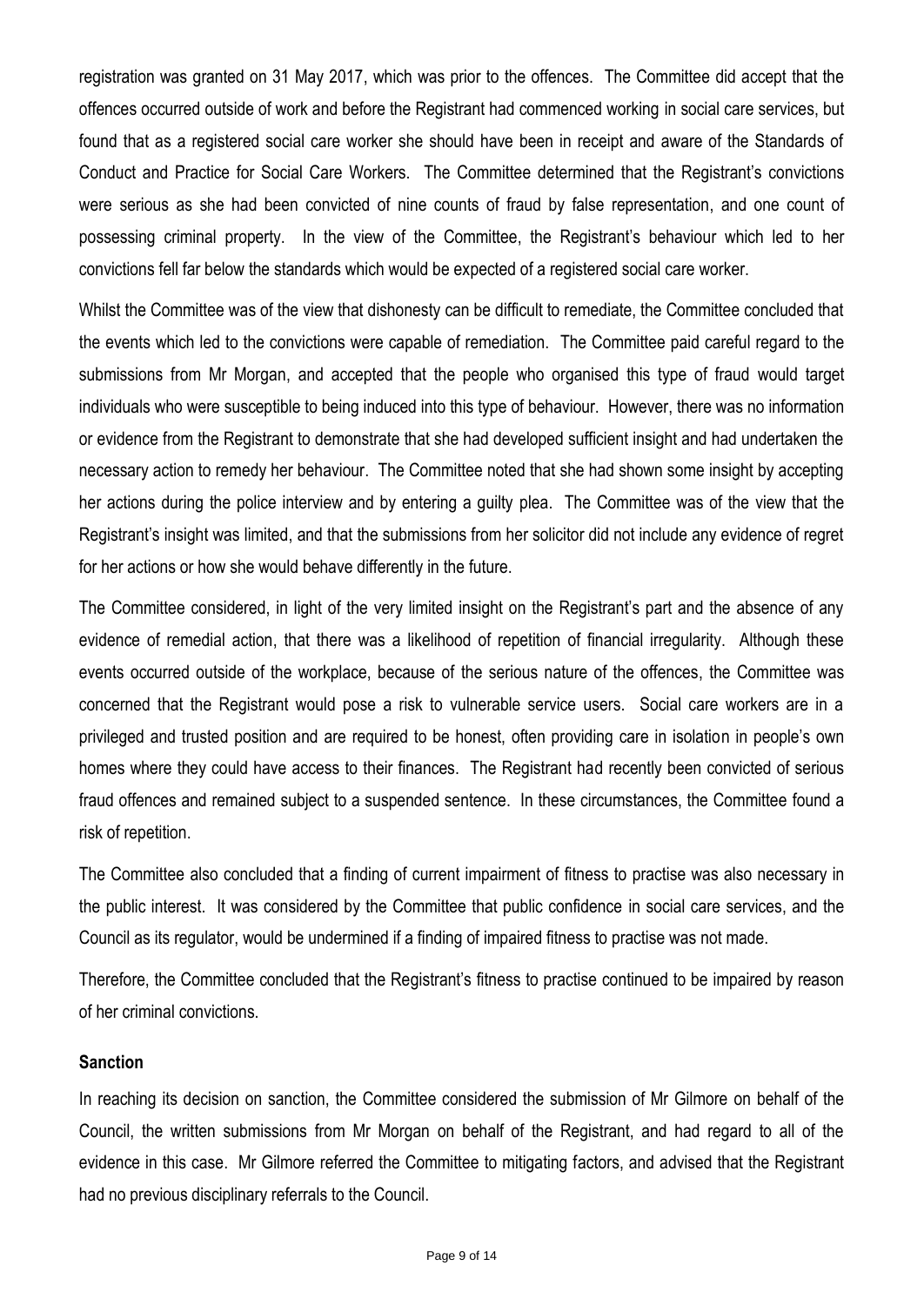registration was granted on 31 May 2017, which was prior to the offences. The Committee did accept that the offences occurred outside of work and before the Registrant had commenced working in social care services, but found that as a registered social care worker she should have been in receipt and aware of the Standards of Conduct and Practice for Social Care Workers. The Committee determined that the Registrant's convictions were serious as she had been convicted of nine counts of fraud by false representation, and one count of possessing criminal property. In the view of the Committee, the Registrant's behaviour which led to her convictions fell far below the standards which would be expected of a registered social care worker.

Whilst the Committee was of the view that dishonesty can be difficult to remediate, the Committee concluded that the events which led to the convictions were capable of remediation. The Committee paid careful regard to the submissions from Mr Morgan, and accepted that the people who organised this type of fraud would target individuals who were susceptible to being induced into this type of behaviour. However, there was no information or evidence from the Registrant to demonstrate that she had developed sufficient insight and had undertaken the necessary action to remedy her behaviour. The Committee noted that she had shown some insight by accepting her actions during the police interview and by entering a guilty plea. The Committee was of the view that the Registrant's insight was limited, and that the submissions from her solicitor did not include any evidence of regret for her actions or how she would behave differently in the future.

The Committee considered, in light of the very limited insight on the Registrant's part and the absence of any evidence of remedial action, that there was a likelihood of repetition of financial irregularity. Although these events occurred outside of the workplace, because of the serious nature of the offences, the Committee was concerned that the Registrant would pose a risk to vulnerable service users. Social care workers are in a privileged and trusted position and are required to be honest, often providing care in isolation in people's own homes where they could have access to their finances. The Registrant had recently been convicted of serious fraud offences and remained subject to a suspended sentence. In these circumstances, the Committee found a risk of repetition.

The Committee also concluded that a finding of current impairment of fitness to practise was also necessary in the public interest. It was considered by the Committee that public confidence in social care services, and the Council as its regulator, would be undermined if a finding of impaired fitness to practise was not made.

Therefore, the Committee concluded that the Registrant's fitness to practise continued to be impaired by reason of her criminal convictions.

## Sanction

In reaching its decision on sanction, the Committee considered the submission of Mr Gilmore on behalf of the Council, the written submissions from Mr Morgan on behalf of the Registrant, and had regard to all of the evidence in this case. Mr Gilmore referred the Committee to mitigating factors, and advised that the Registrant had no previous disciplinary referrals to the Council.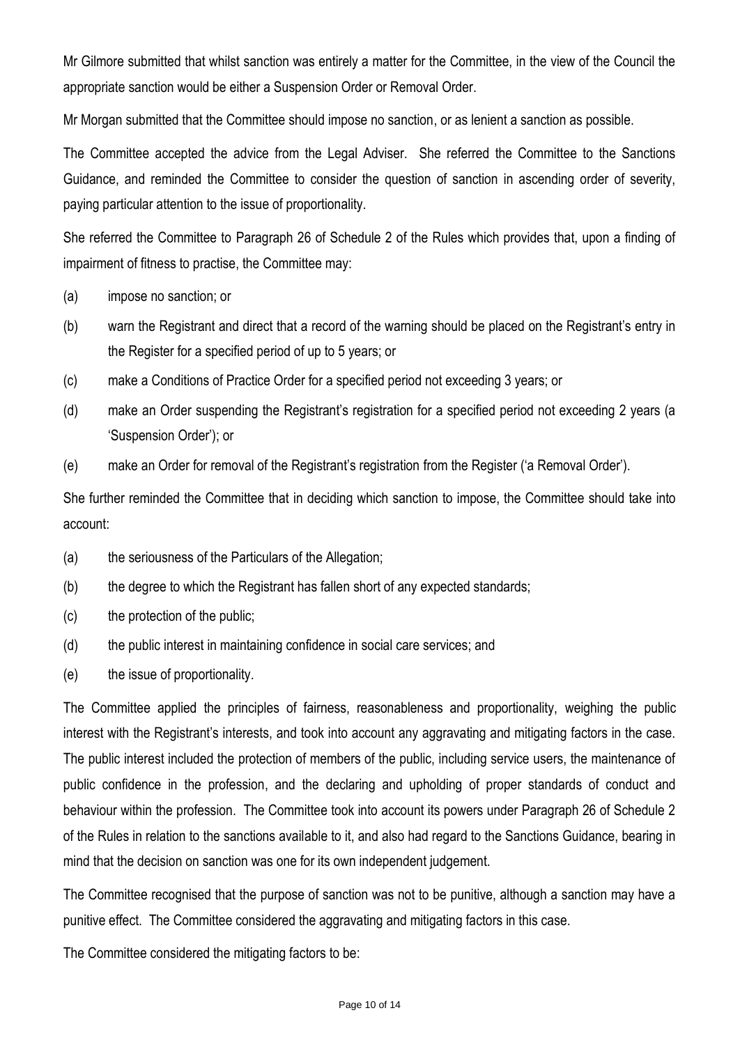Mr Gilmore submitted that whilst sanction was entirely a matter for the Committee, in the view of the Council the appropriate sanction would be either a Suspension Order or Removal Order.

Mr Morgan submitted that the Committee should impose no sanction, or as lenient a sanction as possible.

The Committee accepted the advice from the Legal Adviser. She referred the Committee to the Sanctions Guidance, and reminded the Committee to consider the question of sanction in ascending order of severity, paying particular attention to the issue of proportionality.

She referred the Committee to Paragraph 26 of Schedule 2 of the Rules which provides that, upon a finding of impairment of fitness to practise, the Committee may:

(a) impose no sanction; or

(b) warn the Registrant and direct that a record of the warning should be placed on the Registrant's entry in the Register for a specified period of up to 5 years; or

(c) make a Conditions of Practice Order for a specified period not exceeding 3 years; or

(d) make an Order suspending the Registrant's registration for a specified period not exceeding 2 years (a 'Suspension Order'); or

(e) make an Order for removal of the Registrant's registration from the Register ('a Removal Order').

She further reminded the Committee that in deciding which sanction to impose, the Committee should take into account:

(a) the seriousness of the Particulars of the Allegation;

(b) the degree to which the Registrant has fallen short of any expected standards;

(c) the protection of the public;

(d) the public interest in maintaining confidence in social care services; and

(e) the issue of proportionality.

The Committee applied the principles of fairness, reasonableness and proportionality, weighing the public interest with the Registrant's interests, and took into account any aggravating and mitigating factors in the case. The public interest included the protection of members of the public, including service users, the maintenance of public confidence in the profession, and the declaring and upholding of proper standards of conduct and behaviour within the profession. The Committee took into account its powers under Paragraph 26 of Schedule 2 of the Rules in relation to the sanctions available to it, and also had regard to the Sanctions Guidance, bearing in mind that the decision on sanction was one for its own independent judgement.

The Committee recognised that the purpose of sanction was not to be punitive, although a sanction may have a punitive effect. The Committee considered the aggravating and mitigating factors in this case.

The Committee considered the mitigating factors to be: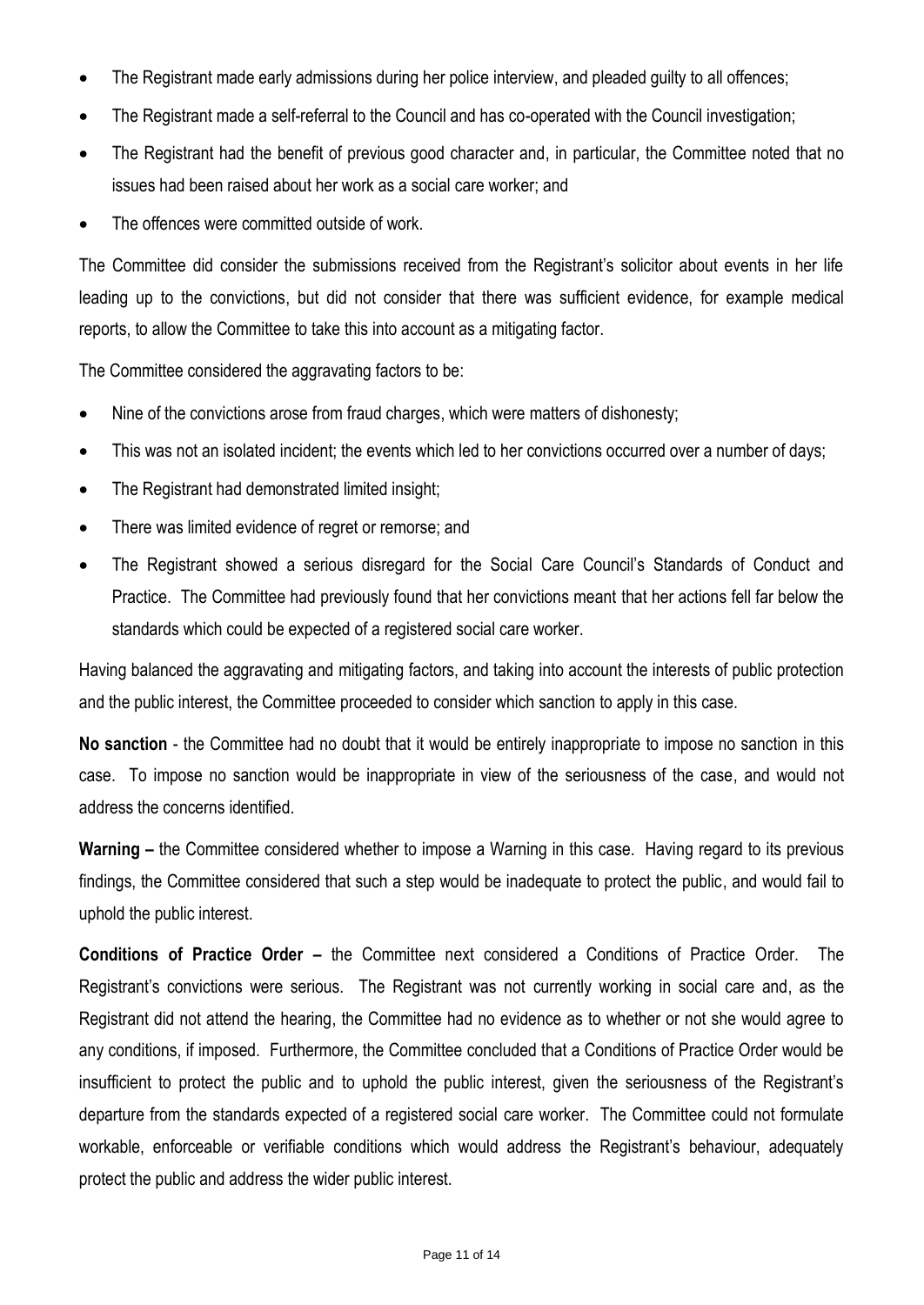- The Registrant made early admissions during her police interview, and pleaded guilty to all offences;
- The Registrant made a self-referral to the Council and has co-operated with the Council investigation;
- The Registrant had the benefit of previous good character and, in particular, the Committee noted that no issues had been raised about her work as a social care worker; and
- The offences were committed outside of work.

The Committee did consider the submissions received from the Registrant's solicitor about events in her life leading up to the convictions, but did not consider that there was sufficient evidence, for example medical reports, to allow the Committee to take this into account as a mitigating factor.

The Committee considered the aggravating factors to be:

- Nine of the convictions arose from fraud charges, which were matters of dishonesty;
- This was not an isolated incident; the events which led to her convictions occurred over a number of days;
- The Registrant had demonstrated limited insight;
- There was limited evidence of regret or remorse; and
- The Registrant showed a serious disregard for the Social Care Council's Standards of Conduct and Practice. The Committee had previously found that her convictions meant that her actions fell far below the standards which could be expected of a registered social care worker.

Having balanced the aggravating and mitigating factors, and taking into account the interests of public protection and the public interest, the Committee proceeded to consider which sanction to apply in this case.

**No sanction** - the Committee had no doubt that it would be entirely inappropriate to impose no sanction in this case. To impose no sanction would be inappropriate in view of the seriousness of the case, and would not address the concerns identified.

**Warning –** the Committee considered whether to impose a Warning in this case. Having regard to its previous findings, the Committee considered that such a step would be inadequate to protect the public, and would fail to uphold the public interest.

**Conditions of Practice Order –** the Committee next considered a Conditions of Practice Order. The Registrant's convictions were serious. The Registrant was not currently working in social care and, as the Registrant did not attend the hearing, the Committee had no evidence as to whether or not she would agree to any conditions, if imposed. Furthermore, the Committee concluded that a Conditions of Practice Order would be insufficient to protect the public and to uphold the public interest, given the seriousness of the Registrant's departure from the standards expected of a registered social care worker. The Committee could not formulate workable, enforceable or verifiable conditions which would address the Registrant's behaviour, adequately protect the public and address the wider public interest.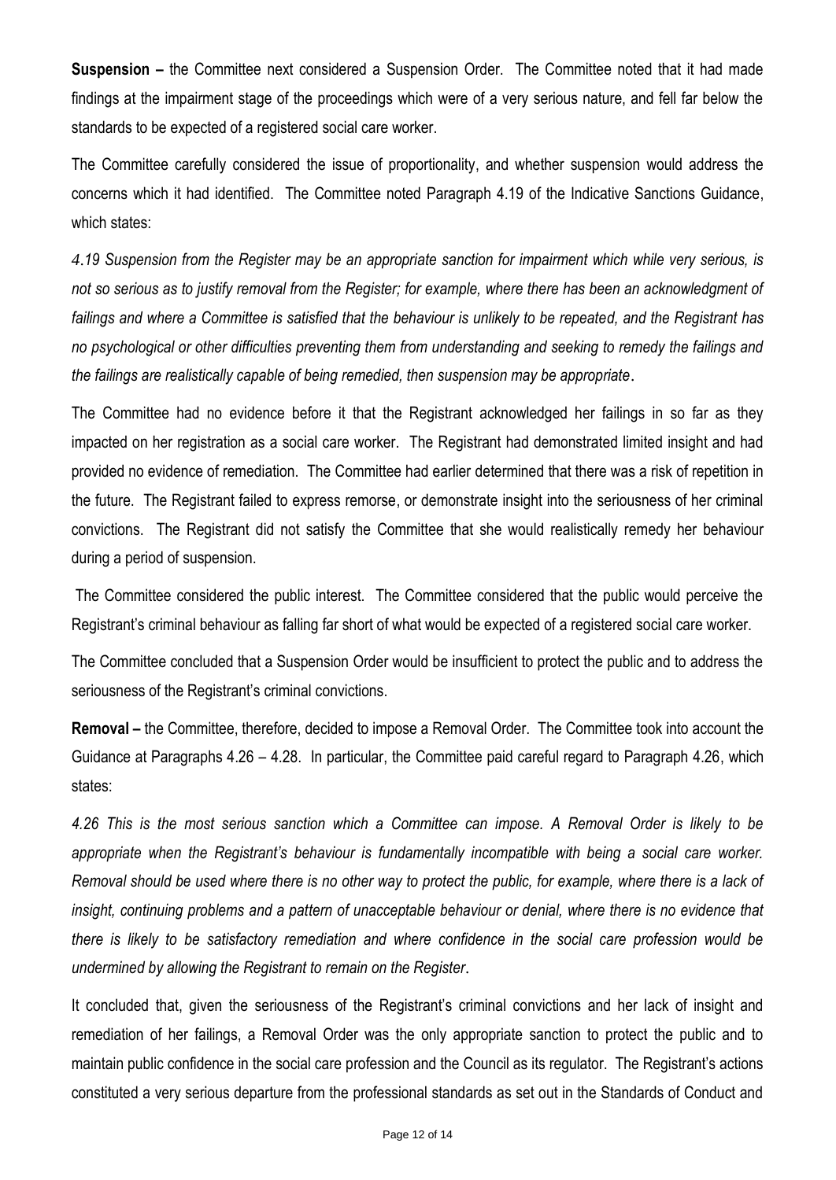**Suspension –** the Committee next considered a Suspension Order. The Committee noted that it had made findings at the impairment stage of the proceedings which were of a very serious nature, and fell far below the standards to be expected of a registered social care worker.

The Committee carefully considered the issue of proportionality, and whether suspension would address the concerns which it had identified. The Committee noted Paragraph 4.19 of the Indicative Sanctions Guidance, which states:

*4.19 Suspension from the Register may be an appropriate sanction for impairment which while very serious, is not so serious as to justify removal from the Register; for example, where there has been an acknowledgment of failings and where a Committee is satisfied that the behaviour is unlikely to be repeated, and the Registrant has no psychological or other difficulties preventing them from understanding and seeking to remedy the failings and the failings are realistically capable of being remedied, then suspension may be appropriate*.

The Committee had no evidence before it that the Registrant acknowledged her failings in so far as they impacted on her registration as a social care worker. The Registrant had demonstrated limited insight and had provided no evidence of remediation. The Committee had earlier determined that there was a risk of repetition in the future. The Registrant failed to express remorse, or demonstrate insight into the seriousness of her criminal convictions. The Registrant did not satisfy the Committee that she would realistically remedy her behaviour during a period of suspension.

The Committee considered the public interest. The Committee considered that the public would perceive the Registrant's criminal behaviour as falling far short of what would be expected of a registered social care worker.

The Committee concluded that a Suspension Order would be insufficient to protect the public and to address the seriousness of the Registrant's criminal convictions.

**Removal –** the Committee, therefore, decided to impose a Removal Order. The Committee took into account the Guidance at Paragraphs 4.26 – 4.28. In particular, the Committee paid careful regard to Paragraph 4.26, which states:

*4.26 This is the most serious sanction which a Committee can impose. A Removal Order is likely to be appropriate when the Registrant's behaviour is fundamentally incompatible with being a social care worker. Removal should be used where there is no other way to protect the public, for example, where there is a lack of insight, continuing problems and a pattern of unacceptable behaviour or denial, where there is no evidence that there is likely to be satisfactory remediation and where confidence in the social care profession would be undermined by allowing the Registrant to remain on the Register*.

It concluded that, given the seriousness of the Registrant's criminal convictions and her lack of insight and remediation of her failings, a Removal Order was the only appropriate sanction to protect the public and to maintain public confidence in the social care profession and the Council as its regulator. The Registrant's actions constituted a very serious departure from the professional standards as set out in the Standards of Conduct and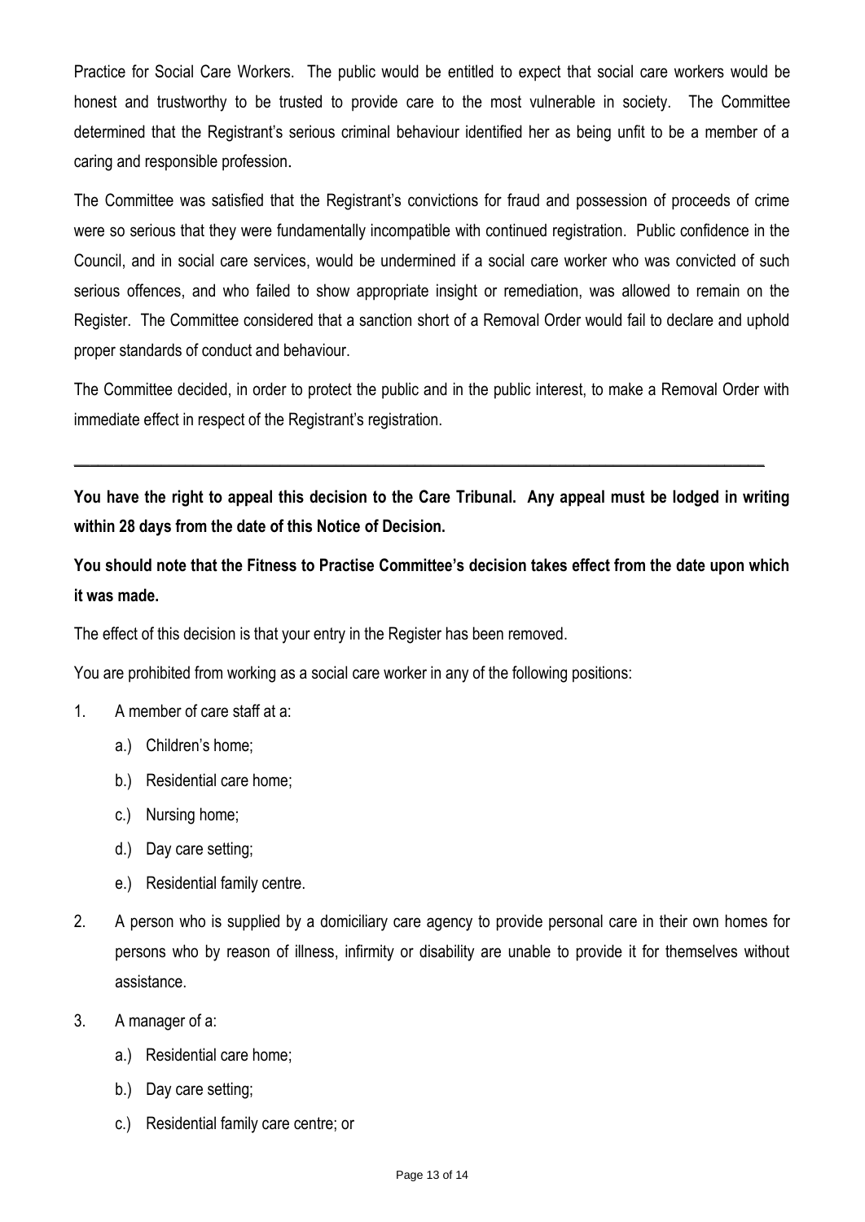Practice for Social Care Workers. The public would be entitled to expect that social care workers would be honest and trustworthy to be trusted to provide care to the most vulnerable in society. The Committee determined that the Registrant's serious criminal behaviour identified her as being unfit to be a member of a caring and responsible profession.

The Committee was satisfied that the Registrant's convictions for fraud and possession of proceeds of crime were so serious that they were fundamentally incompatible with continued registration. Public confidence in the Council, and in social care services, would be undermined if a social care worker who was convicted of such serious offences, and who failed to show appropriate insight or remediation, was allowed to remain on the Register. The Committee considered that a sanction short of a Removal Order would fail to declare and uphold proper standards of conduct and behaviour.

The Committee decided, in order to protect the public and in the public interest, to make a Removal Order with immediate effect in respect of the Registrant's registration.

---

**You have the right to appeal this decision to the Care Tribunal. Any appeal must be lodged in writing within 28 days from the date of this Notice of Decision.**

**You should note that the Fitness to Practise Committee's decision takes effect from the date upon which it was made.**

The effect of this decision is that your entry in the Register has been removed.

You are prohibited from working as a social care worker in any of the following positions:

1. A member of care staff at a:
    a.) Children's home;
    b.) Residential care home;
    c.) Nursing home;
    d.) Day care setting;
    e.) Residential family centre.
2. A person who is supplied by a domiciliary care agency to provide personal care in their own homes for persons who by reason of illness, infirmity or disability are unable to provide it for themselves without assistance.
3. A manager of a:
    a.) Residential care home;
    b.) Day care setting;
    c.) Residential family care centre; or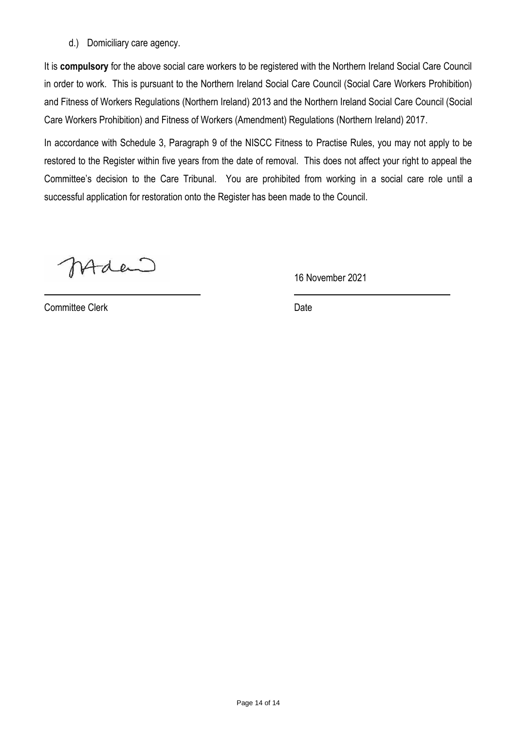d.) Domiciliary care agency.

It is **compulsory** for the above social care workers to be registered with the Northern Ireland Social Care Council in order to work. This is pursuant to the Northern Ireland Social Care Council (Social Care Workers Prohibition) and Fitness of Workers Regulations (Northern Ireland) 2013 and the Northern Ireland Social Care Council (Social Care Workers Prohibition) and Fitness of Workers (Amendment) Regulations (Northern Ireland) 2017.

In accordance with Schedule 3, Paragraph 9 of the NISCC Fitness to Practise Rules, you may not apply to be restored to the Register within five years from the date of removal. This does not affect your right to appeal the Committee's decision to the Care Tribunal. You are prohibited from working in a social care role until a successful application for restoration onto the Register has been made to the Council.

| | |
|---|---|
| | 16 November 2021 |
| Committee Clerk | Date |